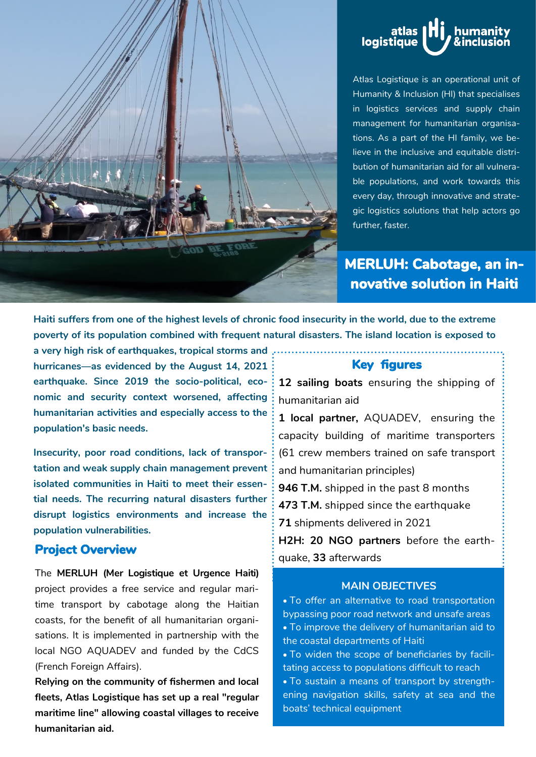atlas logistique | humanity & inclusion

Atlas Logistique is an operational unit of Humanity & Inclusion (HI) that specialises in logistics services and supply chain management for humanitarian organisations. As a part of the HI family, we believe in the inclusive and equitable distribution of humanitarian aid for all vulnerable populations, and work towards this every day, through innovative and strategic logistics solutions that help actors go further, faster.

# MERLUH: Cabotage, an innovative solution in Haiti

**Haiti suffers from one of the highest levels of chronic food insecurity in the world, due to the extreme poverty of its population combined with frequent natural disasters. The island location is exposed to a very high risk of earthquakes, tropical storms and hurricanes—as evidenced by the August 14, 2021 earthquake. Since 2019 the socio-political, economic and security context worsened, affecting humanitarian activities and especially access to the population's basic needs.**

**Insecurity, poor road conditions, lack of transportation and weak supply chain management prevent isolated communities in Haiti to meet their essential needs. The recurring natural disasters further disrupt logistics environments and increase the population vulnerabilities.**

## Project Overview

The **MERLUH (Mer Logistique et Urgence Haiti)** project provides a free service and regular maritime transport by cabotage along the Haitian coasts, for the benefit of all humanitarian organisations. It is implemented in partnership with the local NGO AQUADEV and funded by the CdCS (French Foreign Affairs).

**Relying on the community of fishermen and local fleets, Atlas Logistique has set up a real "regular maritime line" allowing coastal villages to receive humanitarian aid.**

## Key figures

**12 sailing boats** ensuring the shipping of humanitarian aid

**1 local partner,** AQUADEV, ensuring the capacity building of maritime transporters (61 crew members trained on safe transport and humanitarian principles)

**946 T.M.** shipped in the past 8 months

**473 T.M.** shipped since the earthquake

**71** shipments delivered in 2021

**H2H: 20 NGO partners** before the earthquake, **33** afterwards

### MAIN OBJECTIVES

- To offer an alternative to road transportation bypassing poor road network and unsafe areas
- To improve the delivery of humanitarian aid to the coastal departments of Haiti
- To widen the scope of beneficiaries by facilitating access to populations difficult to reach
- To sustain a means of transport by strengthening navigation skills, safety at sea and the boats' technical equipment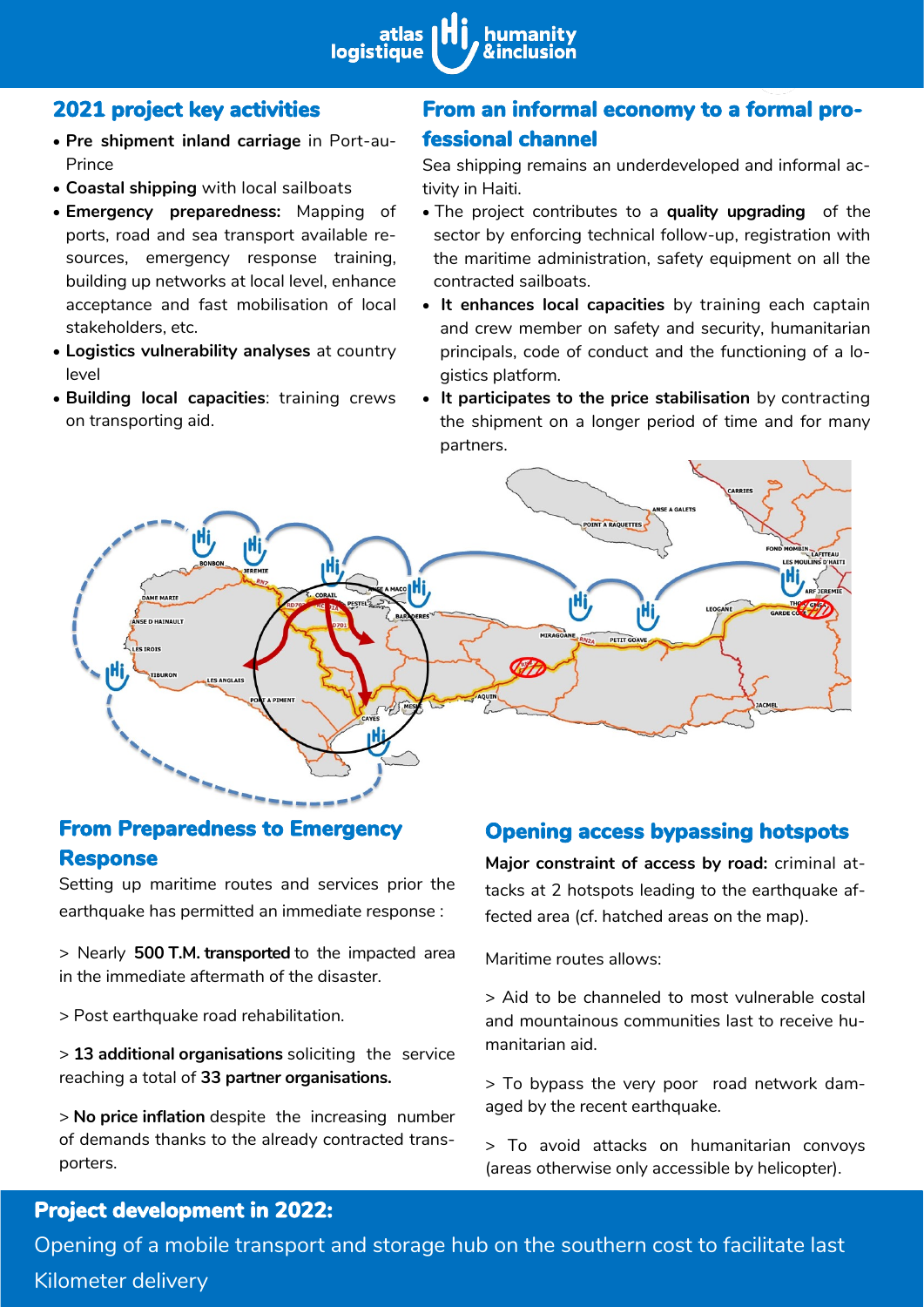## 2021 project key activities

- **Pre shipment inland carriage** in Port-au-Prince
- **Coastal shipping** with local sailboats
- **Emergency preparedness:** Mapping of ports, road and sea transport available resources, emergency response training, building up networks at local level, enhance acceptance and fast mobilisation of local stakeholders, etc.
- **Logistics vulnerability analyses** at country level
- **Building local capacities**: training crews on transporting aid.

## From an informal economy to a formal professional channel

Sea shipping remains an underdeveloped and informal activity in Haiti.

- The project contributes to a **quality upgrading** of the sector by enforcing technical follow-up, registration with the maritime administration, safety equipment on all the contracted sailboats.
- **It enhances local capacities** by training each captain and crew member on safety and security, humanitarian principals, code of conduct and the functioning of a logistics platform.
- **It participates to the price stabilisation** by contracting the shipment on a longer period of time and for many partners.

CARRIES
ANSE A GALETS
POINT A RAQUETTES
FOND MOMBIN
LAFITEAU
LES MOULINS D'HAITI
ARF JEREMIE
BONBON
JEREMIE
DAME MARIE
ANSE D HAINAULT
LES IROIS
TIBURON
LES ANGLAIS
PORT A PIMENT
CORAIL
PESTEL
ANSE A MACON
BARADERES
CAYES
MESLE
AQUIN
MIRAGOANE
PETIT GOAVE
LEOGANE
GARDE COTE
JACMEL

## From Preparedness to Emergency Response

Setting up maritime routes and services prior the earthquake has permitted an immediate response :

> Nearly **500 T.M. transported** to the impacted area in the immediate aftermath of the disaster.

> Post earthquake road rehabilitation.

> **13 additional organisations** soliciting the service reaching a total of **33 partner organisations.**

> **No price inflation** despite the increasing number of demands thanks to the already contracted transporters.

## Opening access bypassing hotspots

**Major constraint of access by road:** criminal attacks at 2 hotspots leading to the earthquake affected area (cf. hatched areas on the map).

Maritime routes allows:

> Aid to be channeled to most vulnerable costal and mountainous communities last to receive humanitarian aid.

> To bypass the very poor road network damaged by the recent earthquake.

> To avoid attacks on humanitarian convoys (areas otherwise only accessible by helicopter).

## Project development in 2022:

Opening of a mobile transport and storage hub on the southern cost to facilitate last Kilometer delivery